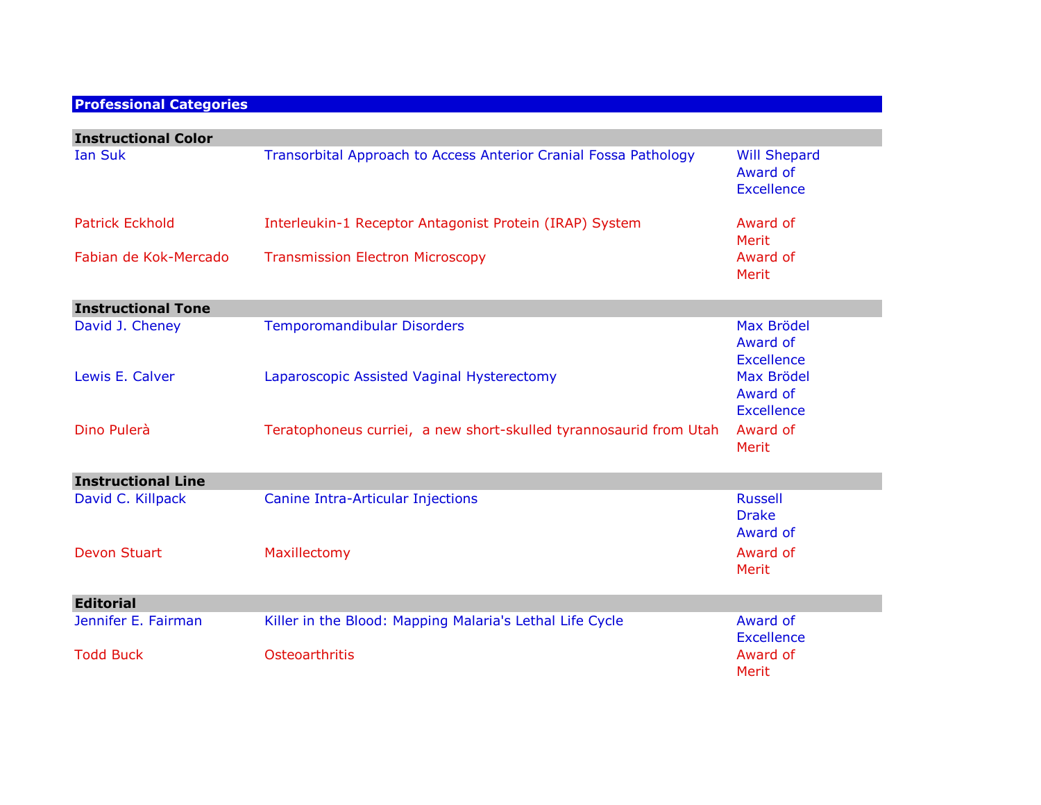## Professional Categories

### Instructional Color

| | | |
|---|---|---|
| Ian Suk | Transorbital Approach to Access Anterior Cranial Fossa Pathology | Will Shepard Award of Excellence |
| Patrick Eckhold | Interleukin-1 Receptor Antagonist Protein (IRAP) System | Award of Merit |
| Fabian de Kok-Mercado | Transmission Electron Microscopy | Award of Merit |

### Instructional Tone

| | | |
|---|---|---|
| David J. Cheney | Temporomandibular Disorders | Max Brödel Award of Excellence |
| Lewis E. Calver | Laparoscopic Assisted Vaginal Hysterectomy | Max Brödel Award of Excellence |
| Dino Pulerà | Teratophoneus curriei, a new short-skulled tyrannosaurid from Utah | Award of Merit |

### Instructional Line

| | | |
|---|---|---|
| David C. Killpack | Canine Intra-Articular Injections | Russell Drake Award of |
| Devon Stuart | Maxillectomy | Award of Merit |

### Editorial

| | | |
|---|---|---|
| Jennifer E. Fairman | Killer in the Blood: Mapping Malaria's Lethal Life Cycle | Award of Excellence |
| Todd Buck | Osteoarthritis | Award of Merit |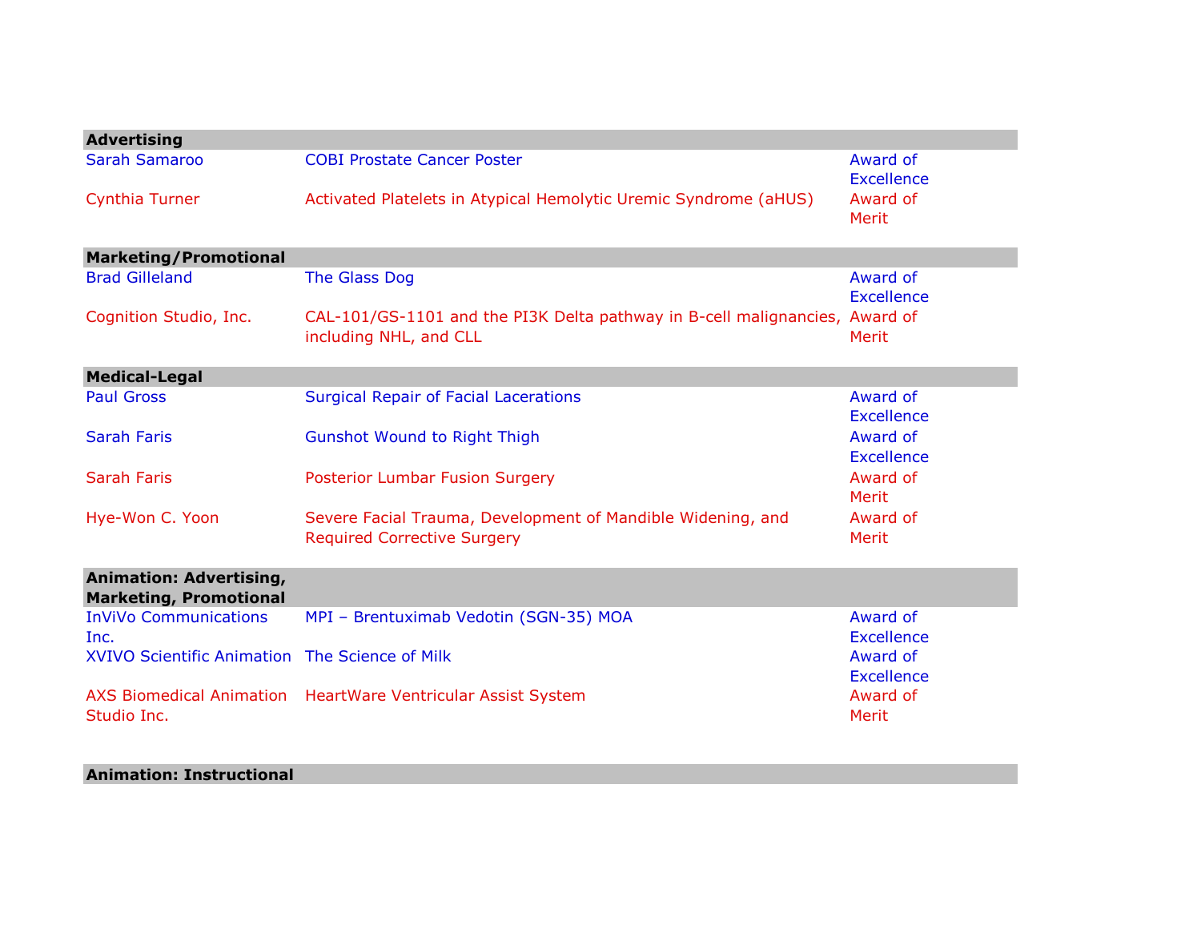| **Advertising** | | |
|---|---|---|
| Sarah Samaroo | COBI Prostate Cancer Poster | Award of Excellence |
| Cynthia Turner | Activated Platelets in Atypical Hemolytic Uremic Syndrome (aHUS) | Award of Merit |

| **Marketing/Promotional** | | |
|---|---|---|
| Brad Gilleland | The Glass Dog | Award of Excellence |
| Cognition Studio, Inc. | CAL-101/GS-1101 and the PI3K Delta pathway in B-cell malignancies, including NHL, and CLL | Award of Merit |

| **Medical-Legal** | | |
|---|---|---|
| Paul Gross | Surgical Repair of Facial Lacerations | Award of Excellence |
| Sarah Faris | Gunshot Wound to Right Thigh | Award of Excellence |
| Sarah Faris | Posterior Lumbar Fusion Surgery | Award of Merit |
| Hye-Won C. Yoon | Severe Facial Trauma, Development of Mandible Widening, and Required Corrective Surgery | Award of Merit |

| **Animation: Advertising, Marketing, Promotional** | | |
|---|---|---|
| InViVo Communications Inc. | MPI – Brentuximab Vedotin (SGN-35) MOA | Award of Excellence |
| XVIVO Scientific Animation | The Science of Milk | Award of Excellence |
| AXS Biomedical Animation Studio Inc. | HeartWare Ventricular Assist System | Award of Merit |

| **Animation: Instructional** | | |
|---|---|---|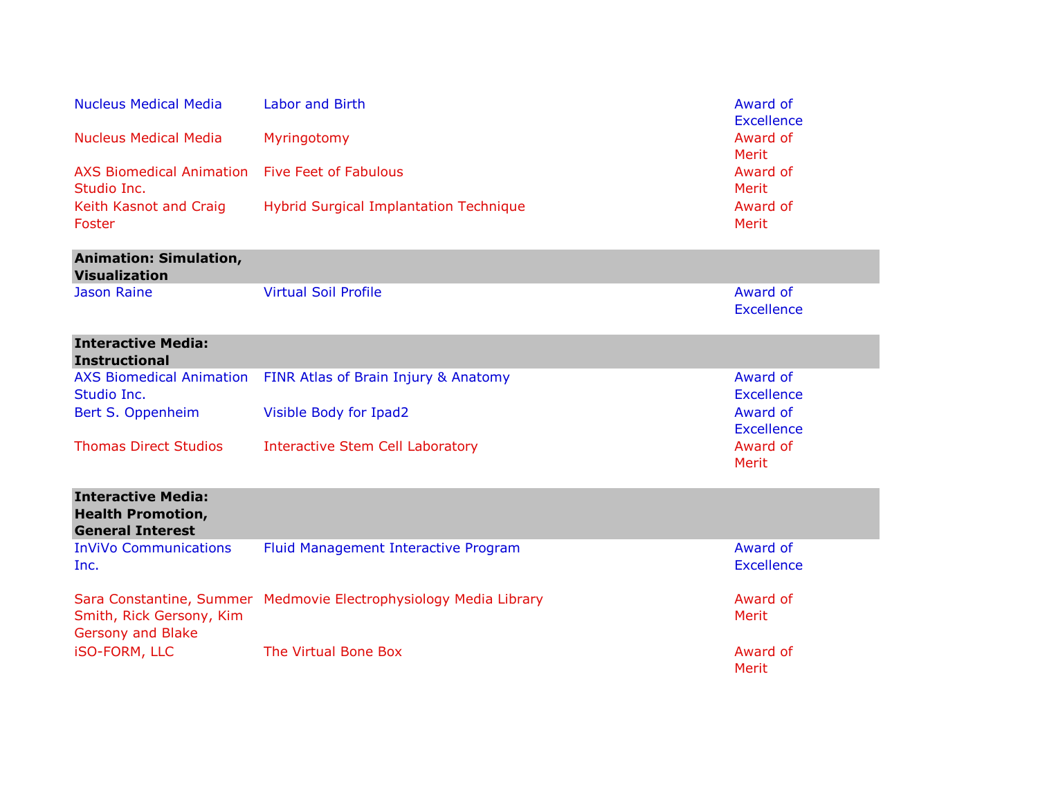| | | |
|---|---|---|
| Nucleus Medical Media | Labor and Birth | Award of Excellence |
| Nucleus Medical Media | Myringotomy | Award of Merit |
| AXS Biomedical Animation Studio Inc. | Five Feet of Fabulous | Award of Merit |
| Keith Kasnot and Craig Foster | Hybrid Surgical Implantation Technique | Award of Merit |
| **Animation: Simulation, Visualization** | | |
| Jason Raine | Virtual Soil Profile | Award of Excellence |
| **Interactive Media: Instructional** | | |
| AXS Biomedical Animation Studio Inc. | FINR Atlas of Brain Injury & Anatomy | Award of Excellence |
| Bert S. Oppenheim | Visible Body for Ipad2 | Award of Excellence |
| Thomas Direct Studios | Interactive Stem Cell Laboratory | Award of Merit |
| **Interactive Media: Health Promotion, General Interest** | | |
| InViVo Communications Inc. | Fluid Management Interactive Program | Award of Excellence |
| Sara Constantine, Summer Smith, Rick Gersony, Kim Gersony and Blake | Medmovie Electrophysiology Media Library | Award of Merit |
| iSO-FORM, LLC | The Virtual Bone Box | Award of Merit |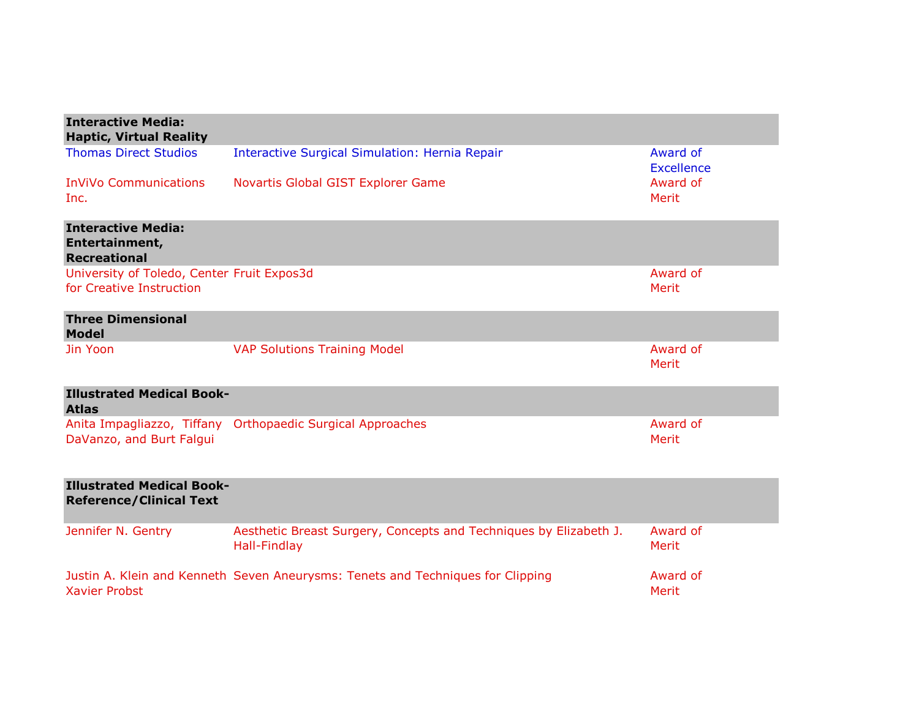| | | |
|---|---|---|
| **Interactive Media: Haptic, Virtual Reality** | | |
| Thomas Direct Studios | Interactive Surgical Simulation: Hernia Repair | Award of Excellence |
| InViVo Communications Inc. | Novartis Global GIST Explorer Game | Award of Merit |
| **Interactive Media: Entertainment, Recreational** | | |
| University of Toledo, Center for Creative Instruction | Fruit Expos3d | Award of Merit |
| **Three Dimensional Model** | | |
| Jin Yoon | VAP Solutions Training Model | Award of Merit |
| **Illustrated Medical Book-Atlas** | | |
| Anita Impagliazzo, Tiffany DaVanzo, and Burt Falgui | Orthopaedic Surgical Approaches | Award of Merit |
| **Illustrated Medical Book-Reference/Clinical Text** | | |
| Jennifer N. Gentry | Aesthetic Breast Surgery, Concepts and Techniques by Elizabeth J. Hall-Findlay | Award of Merit |
| Justin A. Klein and Kenneth Xavier Probst | Seven Aneurysms: Tenets and Techniques for Clipping | Award of Merit |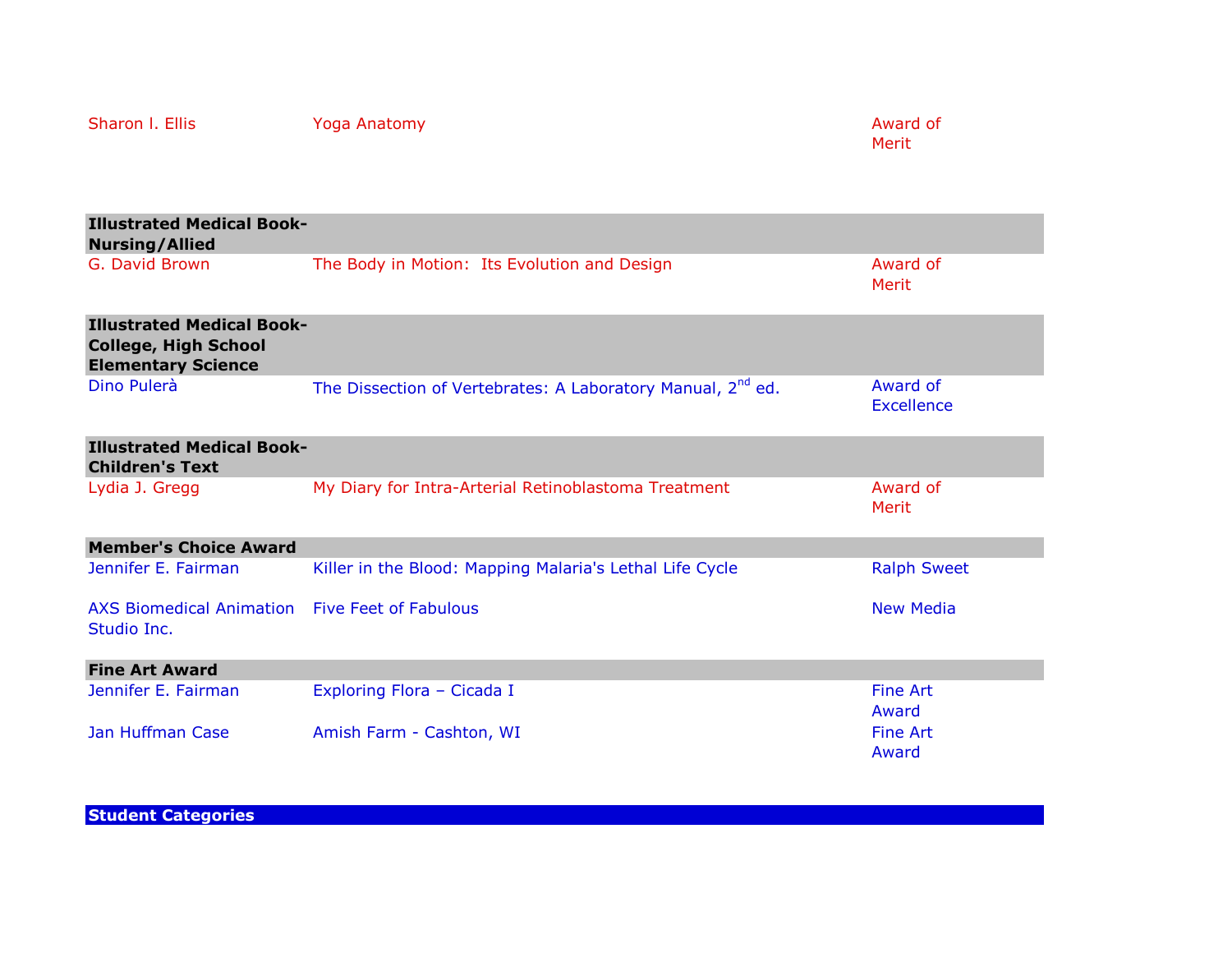| | | |
|---|---|---|
| Sharon I. Ellis | Yoga Anatomy | Award of Merit |
| **Illustrated Medical Book-Nursing/Allied** | | |
| G. David Brown | The Body in Motion:  Its Evolution and Design | Award of Merit |
| **Illustrated Medical Book-College, High School Elementary Science** | | |
| Dino Pulerà | The Dissection of Vertebrates: A Laboratory Manual, 2nd ed. | Award of Excellence |
| **Illustrated Medical Book-Children's Text** | | |
| Lydia J. Gregg | My Diary for Intra-Arterial Retinoblastoma Treatment | Award of Merit |
| **Member's Choice Award** | | |
| Jennifer E. Fairman | Killer in the Blood: Mapping Malaria's Lethal Life Cycle | Ralph Sweet |
| AXS Biomedical Animation Studio Inc. | Five Feet of Fabulous | New Media |
| **Fine Art Award** | | |
| Jennifer E. Fairman | Exploring Flora – Cicada I | Fine Art Award |
| Jan Huffman Case | Amish Farm - Cashton, WI | Fine Art Award |

**Student Categories**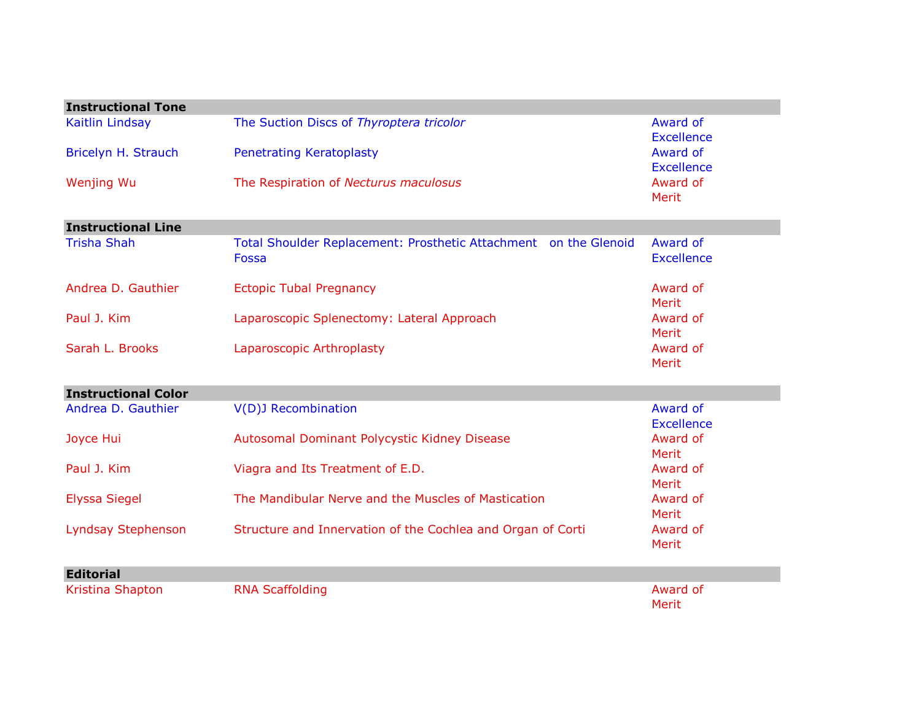| Instructional Tone | | |
|---|---|---|
| Kaitlin Lindsay | The Suction Discs of *Thyroptera tricolor* | Award of Excellence |
| Bricelyn H. Strauch | Penetrating Keratoplasty | Award of Excellence |
| Wenjing Wu | The Respiration of *Necturus maculosus* | Award of Merit |

| Instructional Line | | |
|---|---|---|
| Trisha Shah | Total Shoulder Replacement: Prosthetic Attachment on the Glenoid Fossa | Award of Excellence |
| Andrea D. Gauthier | Ectopic Tubal Pregnancy | Award of Merit |
| Paul J. Kim | Laparoscopic Splenectomy: Lateral Approach | Award of Merit |
| Sarah L. Brooks | Laparoscopic Arthroplasty | Award of Merit |

| Instructional Color | | |
|---|---|---|
| Andrea D. Gauthier | V(D)J Recombination | Award of Excellence |
| Joyce Hui | Autosomal Dominant Polycystic Kidney Disease | Award of Merit |
| Paul J. Kim | Viagra and Its Treatment of E.D. | Award of Merit |
| Elyssa Siegel | The Mandibular Nerve and the Muscles of Mastication | Award of Merit |
| Lyndsay Stephenson | Structure and Innervation of the Cochlea and Organ of Corti | Award of Merit |

| Editorial | | |
|---|---|---|
| Kristina Shapton | RNA Scaffolding | Award of Merit |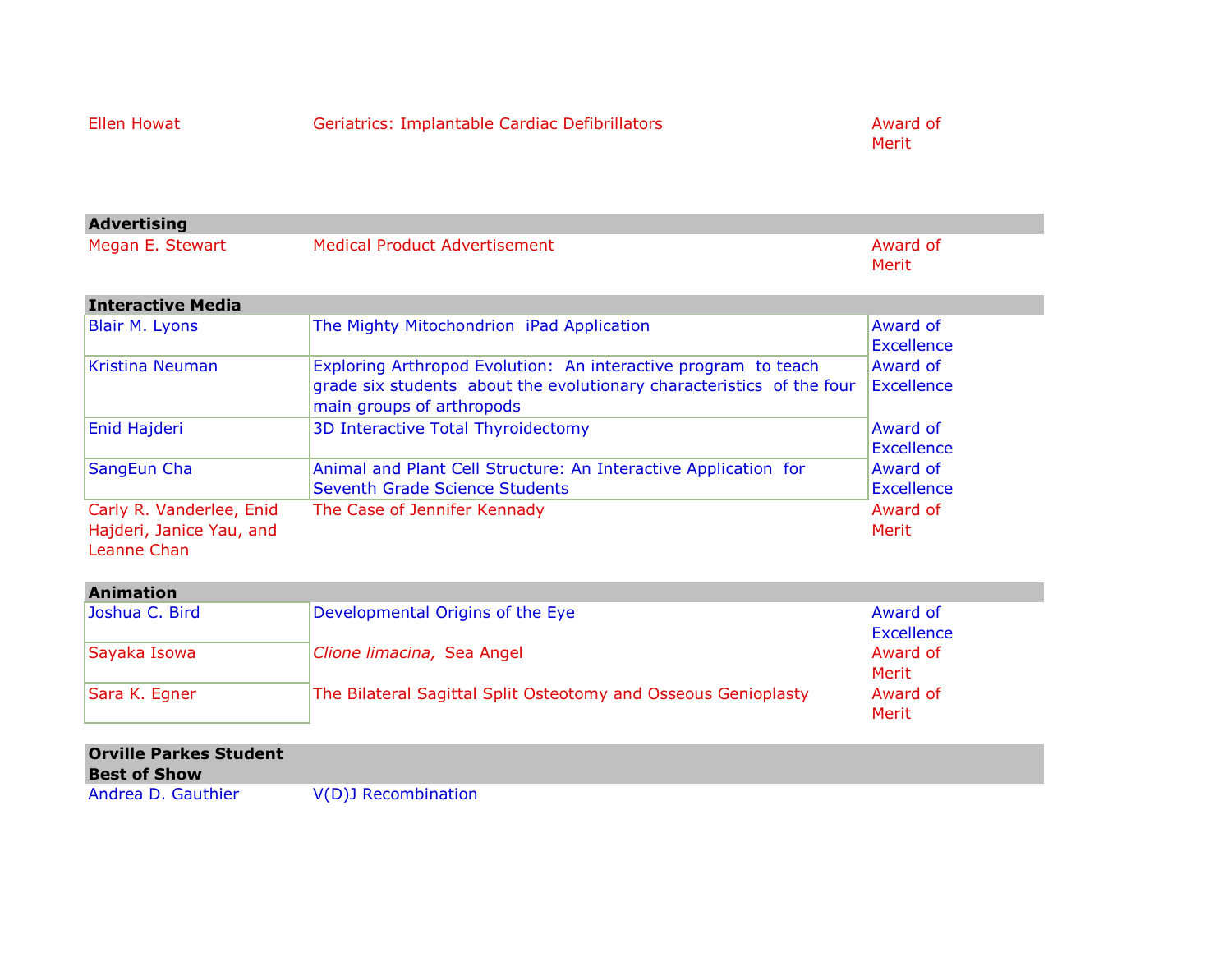| | | |
|---|---|---|
| Ellen Howat | Geriatrics: Implantable Cardiac Defibrillators | Award of Merit |

| Advertising | | |
|---|---|---|
| Megan E. Stewart | Medical Product Advertisement | Award of Merit |

| Interactive Media | | |
|---|---|---|
| Blair M. Lyons | The Mighty Mitochondrion iPad Application | Award of Excellence |
| Kristina Neuman | Exploring Arthropod Evolution: An interactive program to teach grade six students about the evolutionary characteristics of the four main groups of arthropods | Award of Excellence |
| Enid Hajderi | 3D Interactive Total Thyroidectomy | Award of Excellence |
| SangEun Cha | Animal and Plant Cell Structure: An Interactive Application for Seventh Grade Science Students | Award of Excellence |
| Carly R. Vanderlee, Enid Hajderi, Janice Yau, and Leanne Chan | The Case of Jennifer Kennady | Award of Merit |

| Animation | | |
|---|---|---|
| Joshua C. Bird | Developmental Origins of the Eye | Award of Excellence |
| Sayaka Isowa | *Clione limacina,* Sea Angel | Award of Merit |
| Sara K. Egner | The Bilateral Sagittal Split Osteotomy and Osseous Genioplasty | Award of Merit |

| Orville Parkes Student Best of Show | |
|---|---|
| Andrea D. Gauthier | V(D)J Recombination |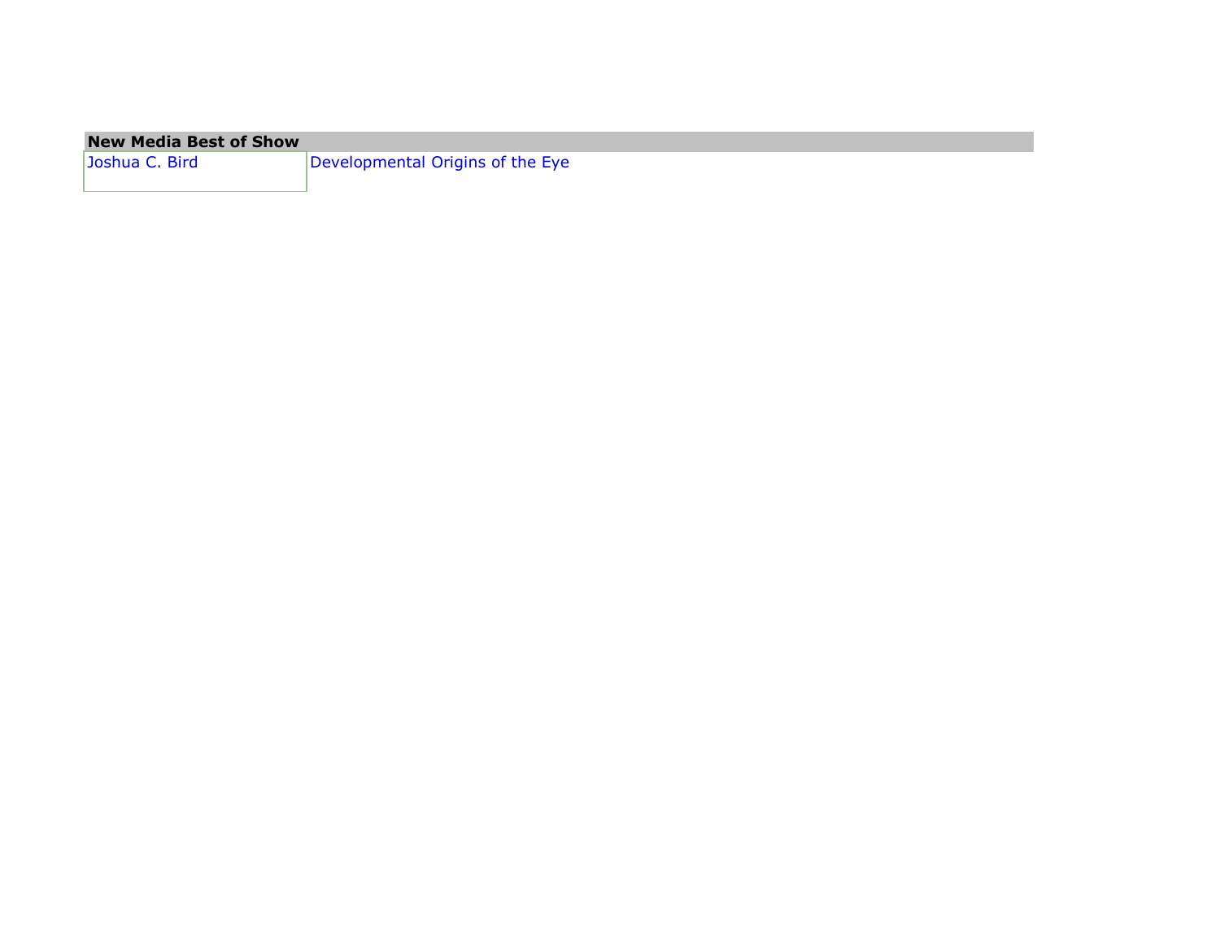| New Media Best of Show | |
|---|---|
| Joshua C. Bird | Developmental Origins of the Eye |